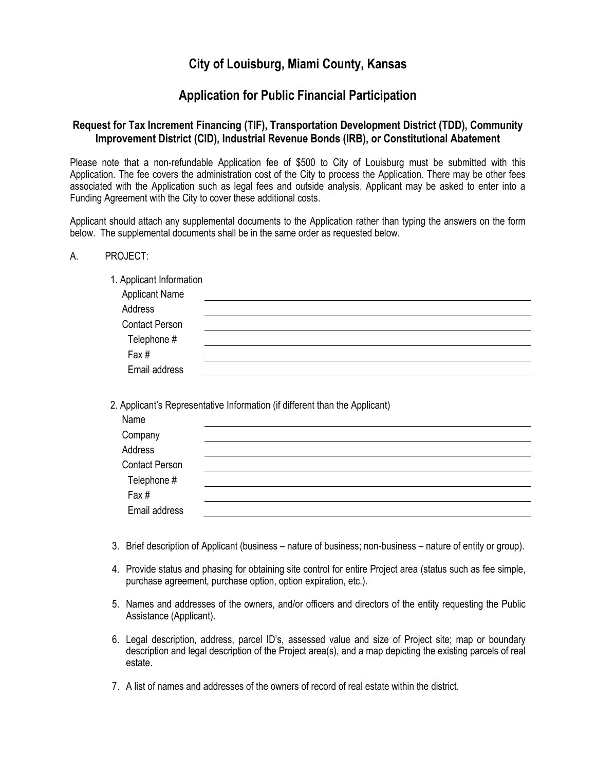# City of Louisburg, Miami County, Kansas

## Application for Public Financial Participation

### Request for Tax Increment Financing (TIF), Transportation Development District (TDD), Community Improvement District (CID), Industrial Revenue Bonds (IRB), or Constitutional Abatement

Please note that a non-refundable Application fee of $500 to City of Louisburg must be submitted with this Application. The fee covers the administration cost of the City to process the Application. There may be other fees associated with the Application such as legal fees and outside analysis. Applicant may be asked to enter into a Funding Agreement with the City to cover these additional costs.

Applicant should attach any supplemental documents to the Application rather than typing the answers on the form below. The supplemental documents shall be in the same order as requested below.

A. PROJECT:

1. Applicant Information
   - Applicant Name \_\_\_\_\_\_\_\_\_\_\_\_\_\_\_\_\_\_\_\_\_\_\_\_\_\_\_\_\_\_
   - Address \_\_\_\_\_\_\_\_\_\_\_\_\_\_\_\_\_\_\_\_\_\_\_\_\_\_\_\_\_\_
   - Contact Person \_\_\_\_\_\_\_\_\_\_\_\_\_\_\_\_\_\_\_\_\_\_\_\_\_\_\_\_\_\_
     - Telephone # \_\_\_\_\_\_\_\_\_\_\_\_\_\_\_\_\_\_\_\_\_\_\_\_\_\_\_\_\_\_
     - Fax # \_\_\_\_\_\_\_\_\_\_\_\_\_\_\_\_\_\_\_\_\_\_\_\_\_\_\_\_\_\_
     - Email address \_\_\_\_\_\_\_\_\_\_\_\_\_\_\_\_\_\_\_\_\_\_\_\_\_\_\_\_\_\_

2. Applicant's Representative Information (if different than the Applicant)
   - Name \_\_\_\_\_\_\_\_\_\_\_\_\_\_\_\_\_\_\_\_\_\_\_\_\_\_\_\_\_\_
   - Company \_\_\_\_\_\_\_\_\_\_\_\_\_\_\_\_\_\_\_\_\_\_\_\_\_\_\_\_\_\_
   - Address \_\_\_\_\_\_\_\_\_\_\_\_\_\_\_\_\_\_\_\_\_\_\_\_\_\_\_\_\_\_
   - Contact Person \_\_\_\_\_\_\_\_\_\_\_\_\_\_\_\_\_\_\_\_\_\_\_\_\_\_\_\_\_\_
     - Telephone # \_\_\_\_\_\_\_\_\_\_\_\_\_\_\_\_\_\_\_\_\_\_\_\_\_\_\_\_\_\_
     - Fax # \_\_\_\_\_\_\_\_\_\_\_\_\_\_\_\_\_\_\_\_\_\_\_\_\_\_\_\_\_\_
     - Email address \_\_\_\_\_\_\_\_\_\_\_\_\_\_\_\_\_\_\_\_\_\_\_\_\_\_\_\_\_\_

3. Brief description of Applicant (business – nature of business; non-business – nature of entity or group).

4. Provide status and phasing for obtaining site control for entire Project area (status such as fee simple, purchase agreement, purchase option, option expiration, etc.).

5. Names and addresses of the owners, and/or officers and directors of the entity requesting the Public Assistance (Applicant).

6. Legal description, address, parcel ID's, assessed value and size of Project site; map or boundary description and legal description of the Project area(s), and a map depicting the existing parcels of real estate.

7. A list of names and addresses of the owners of record of real estate within the district.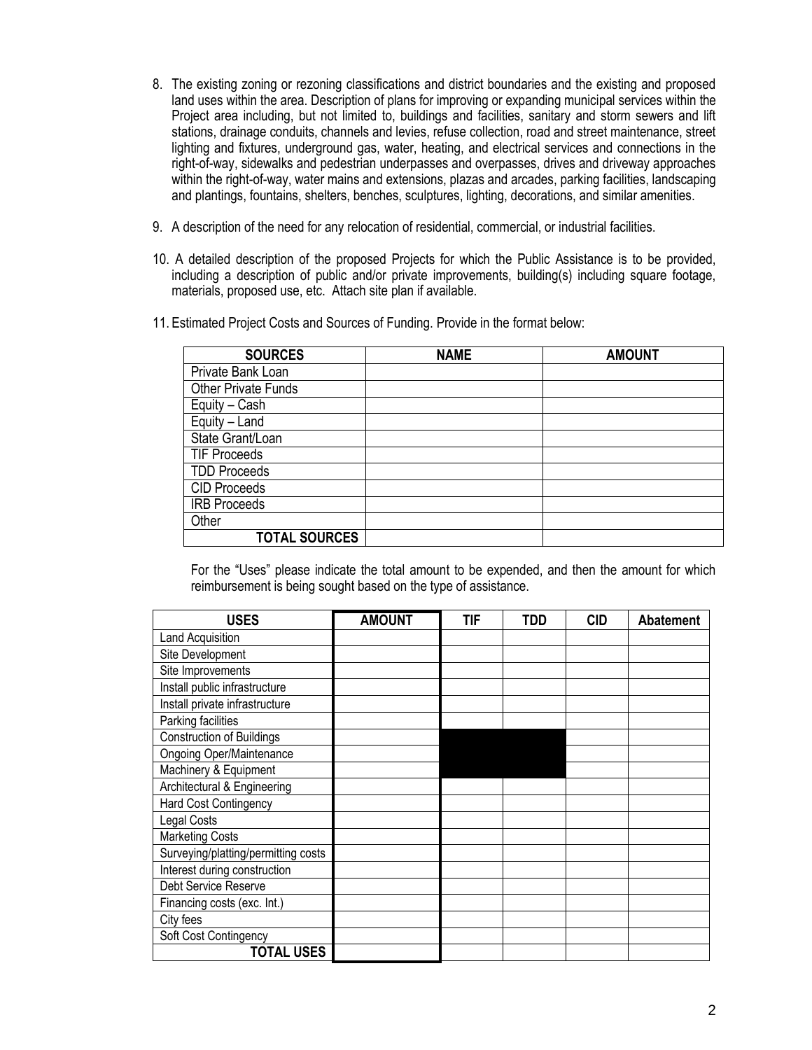8. The existing zoning or rezoning classifications and district boundaries and the existing and proposed land uses within the area. Description of plans for improving or expanding municipal services within the Project area including, but not limited to, buildings and facilities, sanitary and storm sewers and lift stations, drainage conduits, channels and levies, refuse collection, road and street maintenance, street lighting and fixtures, underground gas, water, heating, and electrical services and connections in the right-of-way, sidewalks and pedestrian underpasses and overpasses, drives and driveway approaches within the right-of-way, water mains and extensions, plazas and arcades, parking facilities, landscaping and plantings, fountains, shelters, benches, sculptures, lighting, decorations, and similar amenities.

9. A description of the need for any relocation of residential, commercial, or industrial facilities.

10. A detailed description of the proposed Projects for which the Public Assistance is to be provided, including a description of public and/or private improvements, building(s) including square footage, materials, proposed use, etc. Attach site plan if available.

11. Estimated Project Costs and Sources of Funding. Provide in the format below:

| SOURCES | NAME | AMOUNT |
|---|---|---|
| Private Bank Loan | | |
| Other Private Funds | | |
| Equity – Cash | | |
| Equity – Land | | |
| State Grant/Loan | | |
| TIF Proceeds | | |
| TDD Proceeds | | |
| CID Proceeds | | |
| IRB Proceeds | | |
| Other | | |
| **TOTAL SOURCES** | | |

For the "Uses" please indicate the total amount to be expended, and then the amount for which reimbursement is being sought based on the type of assistance.

| USES | AMOUNT | TIF | TDD | CID | Abatement |
|---|---|---|---|---|---|
| Land Acquisition | | | | | |
| Site Development | | | | | |
| Site Improvements | | | | | |
| Install public infrastructure | | | | | |
| Install private infrastructure | | | | | |
| Parking facilities | | | | | |
| Construction of Buildings | | | | | |
| Ongoing Oper/Maintenance | | | | | |
| Machinery & Equipment | | | | | |
| Architectural & Engineering | | | | | |
| Hard Cost Contingency | | | | | |
| Legal Costs | | | | | |
| Marketing Costs | | | | | |
| Surveying/platting/permitting costs | | | | | |
| Interest during construction | | | | | |
| Debt Service Reserve | | | | | |
| Financing costs (exc. Int.) | | | | | |
| City fees | | | | | |
| Soft Cost Contingency | | | | | |
| **TOTAL USES** | | | | | |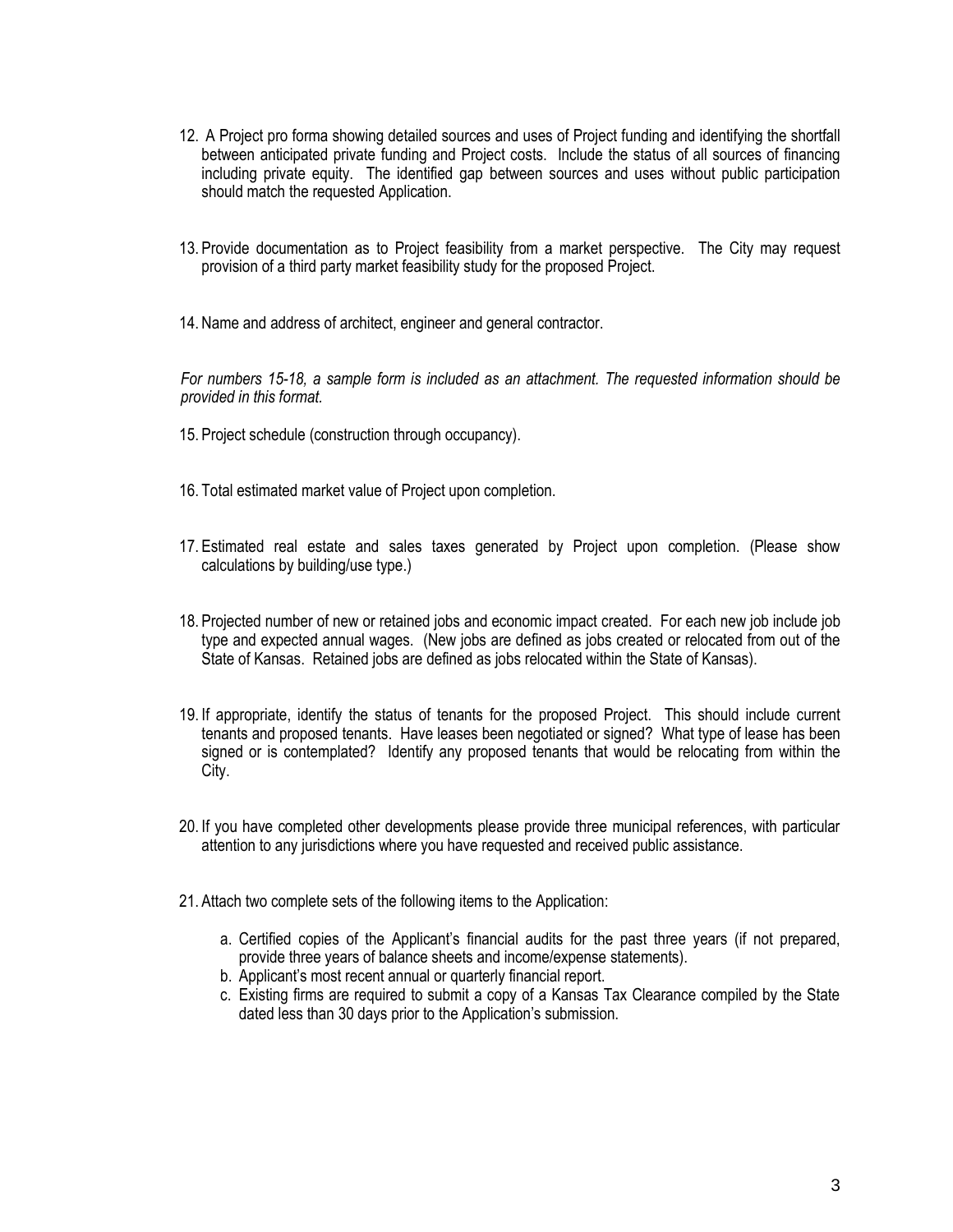12. A Project pro forma showing detailed sources and uses of Project funding and identifying the shortfall between anticipated private funding and Project costs. Include the status of all sources of financing including private equity. The identified gap between sources and uses without public participation should match the requested Application.

13. Provide documentation as to Project feasibility from a market perspective. The City may request provision of a third party market feasibility study for the proposed Project.

14. Name and address of architect, engineer and general contractor.

*For numbers 15-18, a sample form is included as an attachment. The requested information should be provided in this format.*

15. Project schedule (construction through occupancy).

16. Total estimated market value of Project upon completion.

17. Estimated real estate and sales taxes generated by Project upon completion. (Please show calculations by building/use type.)

18. Projected number of new or retained jobs and economic impact created. For each new job include job type and expected annual wages. (New jobs are defined as jobs created or relocated from out of the State of Kansas. Retained jobs are defined as jobs relocated within the State of Kansas).

19. If appropriate, identify the status of tenants for the proposed Project. This should include current tenants and proposed tenants. Have leases been negotiated or signed? What type of lease has been signed or is contemplated? Identify any proposed tenants that would be relocating from within the City.

20. If you have completed other developments please provide three municipal references, with particular attention to any jurisdictions where you have requested and received public assistance.

21. Attach two complete sets of the following items to the Application:

    a. Certified copies of the Applicant's financial audits for the past three years (if not prepared, provide three years of balance sheets and income/expense statements).
    b. Applicant's most recent annual or quarterly financial report.
    c. Existing firms are required to submit a copy of a Kansas Tax Clearance compiled by the State dated less than 30 days prior to the Application's submission.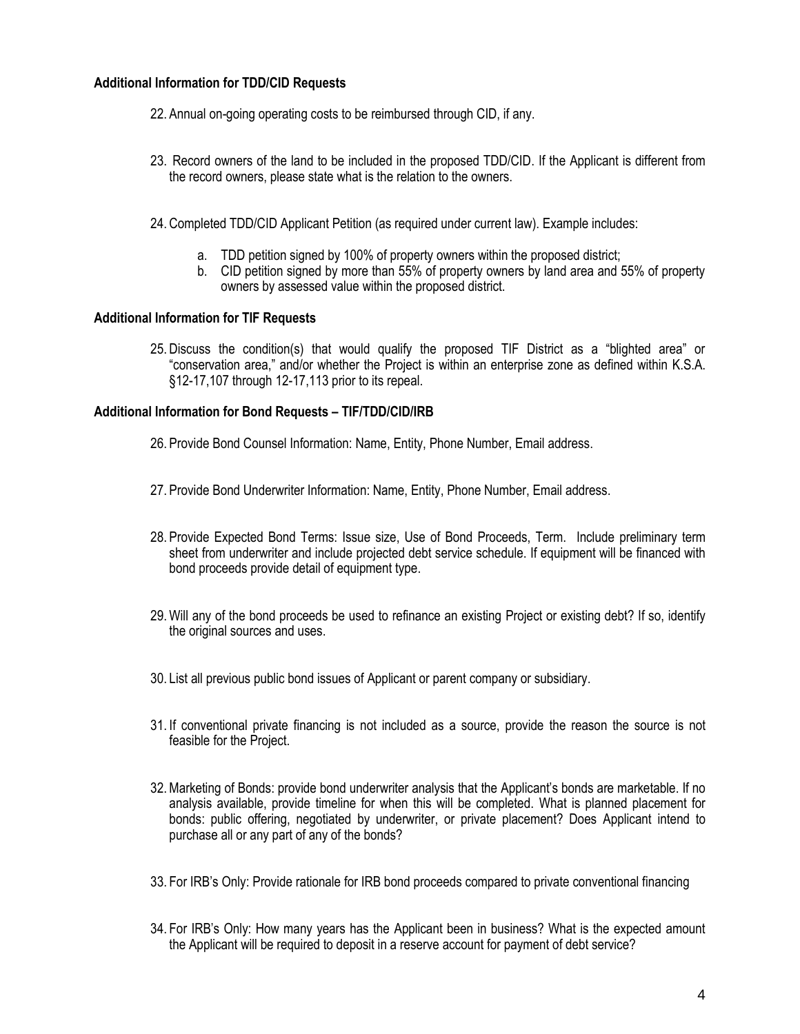**Additional Information for TDD/CID Requests**

22. Annual on-going operating costs to be reimbursed through CID, if any.

23. Record owners of the land to be included in the proposed TDD/CID. If the Applicant is different from the record owners, please state what is the relation to the owners.

24. Completed TDD/CID Applicant Petition (as required under current law). Example includes:

    a. TDD petition signed by 100% of property owners within the proposed district;
    b. CID petition signed by more than 55% of property owners by land area and 55% of property owners by assessed value within the proposed district.

**Additional Information for TIF Requests**

25. Discuss the condition(s) that would qualify the proposed TIF District as a "blighted area" or "conservation area," and/or whether the Project is within an enterprise zone as defined within K.S.A. §12-17,107 through 12-17,113 prior to its repeal.

**Additional Information for Bond Requests – TIF/TDD/CID/IRB**

26. Provide Bond Counsel Information: Name, Entity, Phone Number, Email address.

27. Provide Bond Underwriter Information: Name, Entity, Phone Number, Email address.

28. Provide Expected Bond Terms: Issue size, Use of Bond Proceeds, Term. Include preliminary term sheet from underwriter and include projected debt service schedule. If equipment will be financed with bond proceeds provide detail of equipment type.

29. Will any of the bond proceeds be used to refinance an existing Project or existing debt? If so, identify the original sources and uses.

30. List all previous public bond issues of Applicant or parent company or subsidiary.

31. If conventional private financing is not included as a source, provide the reason the source is not feasible for the Project.

32. Marketing of Bonds: provide bond underwriter analysis that the Applicant's bonds are marketable. If no analysis available, provide timeline for when this will be completed. What is planned placement for bonds: public offering, negotiated by underwriter, or private placement? Does Applicant intend to purchase all or any part of any of the bonds?

33. For IRB's Only: Provide rationale for IRB bond proceeds compared to private conventional financing

34. For IRB's Only: How many years has the Applicant been in business? What is the expected amount the Applicant will be required to deposit in a reserve account for payment of debt service?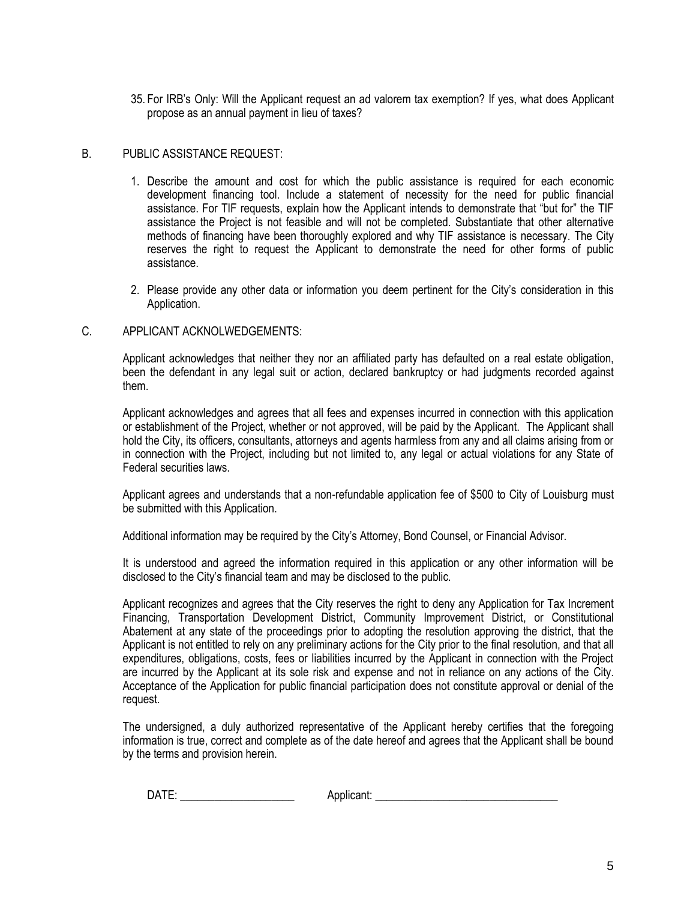35. For IRB's Only: Will the Applicant request an ad valorem tax exemption? If yes, what does Applicant propose as an annual payment in lieu of taxes?

## B. PUBLIC ASSISTANCE REQUEST:

1. Describe the amount and cost for which the public assistance is required for each economic development financing tool. Include a statement of necessity for the need for public financial assistance. For TIF requests, explain how the Applicant intends to demonstrate that "but for" the TIF assistance the Project is not feasible and will not be completed. Substantiate that other alternative methods of financing have been thoroughly explored and why TIF assistance is necessary. The City reserves the right to request the Applicant to demonstrate the need for other forms of public assistance.

2. Please provide any other data or information you deem pertinent for the City's consideration in this Application.

## C. APPLICANT ACKNOLWEDGEMENTS:

Applicant acknowledges that neither they nor an affiliated party has defaulted on a real estate obligation, been the defendant in any legal suit or action, declared bankruptcy or had judgments recorded against them.

Applicant acknowledges and agrees that all fees and expenses incurred in connection with this application or establishment of the Project, whether or not approved, will be paid by the Applicant. The Applicant shall hold the City, its officers, consultants, attorneys and agents harmless from any and all claims arising from or in connection with the Project, including but not limited to, any legal or actual violations for any State of Federal securities laws.

Applicant agrees and understands that a non-refundable application fee of $500 to City of Louisburg must be submitted with this Application.

Additional information may be required by the City's Attorney, Bond Counsel, or Financial Advisor.

It is understood and agreed the information required in this application or any other information will be disclosed to the City's financial team and may be disclosed to the public.

Applicant recognizes and agrees that the City reserves the right to deny any Application for Tax Increment Financing, Transportation Development District, Community Improvement District, or Constitutional Abatement at any state of the proceedings prior to adopting the resolution approving the district, that the Applicant is not entitled to rely on any preliminary actions for the City prior to the final resolution, and that all expenditures, obligations, costs, fees or liabilities incurred by the Applicant in connection with the Project are incurred by the Applicant at its sole risk and expense and not in reliance on any actions of the City. Acceptance of the Application for public financial participation does not constitute approval or denial of the request.

The undersigned, a duly authorized representative of the Applicant hereby certifies that the foregoing information is true, correct and complete as of the date hereof and agrees that the Applicant shall be bound by the terms and provision herein.

DATE: ____________________ Applicant: ________________________________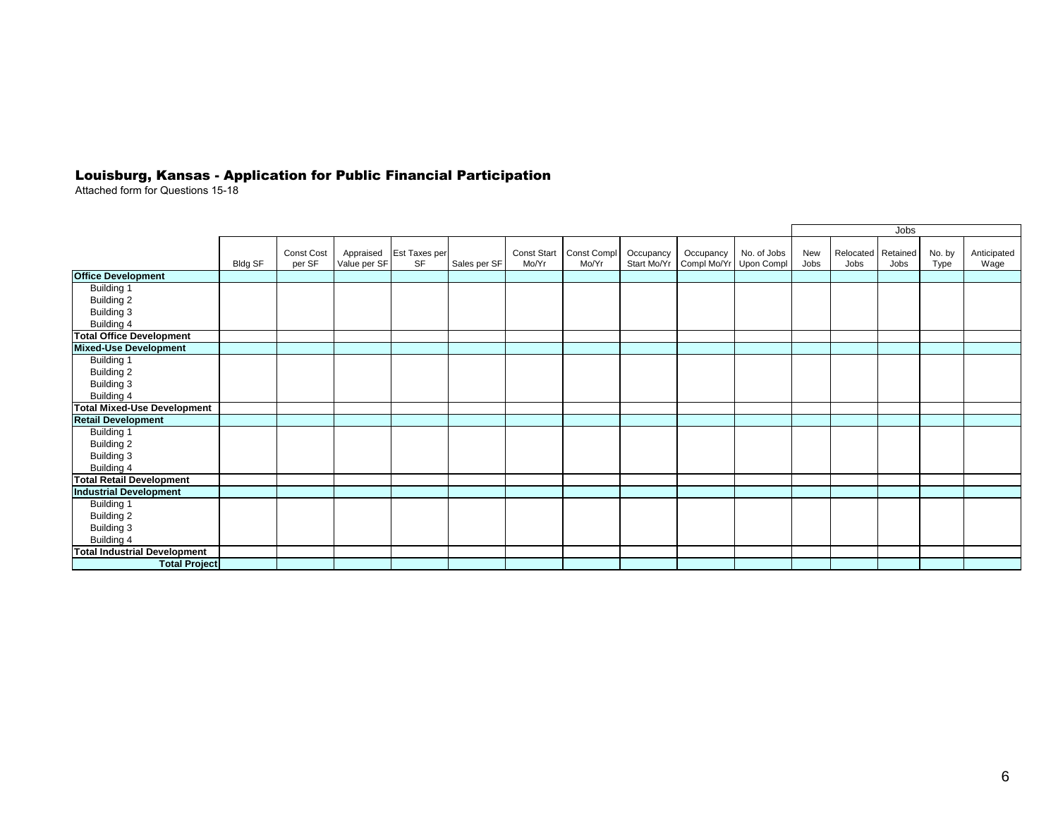## Louisburg, Kansas - Application for Public Financial Participation

Attached form for Questions 15-18

| | | | | | | | | | | | Jobs | | | | |
|---|---|---|---|---|---|---|---|---|---|---|---|---|---|---|---|
| | Bldg SF | Const Cost per SF | Appraised Value per SF | Est Taxes per SF | Sales per SF | Const Start Mo/Yr | Const Compl Mo/Yr | Occupancy Start Mo/Yr | Occupancy Compl Mo/Yr | No. of Jobs Upon Compl | New Jobs | Relocated Jobs | Retained Jobs | No. by Type | Anticipated Wage |
| **Office Development** | | | | | | | | | | | | | | | |
| Building 1 | | | | | | | | | | | | | | | |
| Building 2 | | | | | | | | | | | | | | | |
| Building 3 | | | | | | | | | | | | | | | |
| Building 4 | | | | | | | | | | | | | | | |
| **Total Office Development** | | | | | | | | | | | | | | | |
| **Mixed-Use Development** | | | | | | | | | | | | | | | |
| Building 1 | | | | | | | | | | | | | | | |
| Building 2 | | | | | | | | | | | | | | | |
| Building 3 | | | | | | | | | | | | | | | |
| Building 4 | | | | | | | | | | | | | | | |
| **Total Mixed-Use Development** | | | | | | | | | | | | | | | |
| **Retail Development** | | | | | | | | | | | | | | | |
| Building 1 | | | | | | | | | | | | | | | |
| Building 2 | | | | | | | | | | | | | | | |
| Building 3 | | | | | | | | | | | | | | | |
| Building 4 | | | | | | | | | | | | | | | |
| **Total Retail Development** | | | | | | | | | | | | | | | |
| **Industrial Development** | | | | | | | | | | | | | | | |
| Building 1 | | | | | | | | | | | | | | | |
| Building 2 | | | | | | | | | | | | | | | |
| Building 3 | | | | | | | | | | | | | | | |
| Building 4 | | | | | | | | | | | | | | | |
| **Total Industrial Development** | | | | | | | | | | | | | | | |
| **Total Project** | | | | | | | | | | | | | | | |